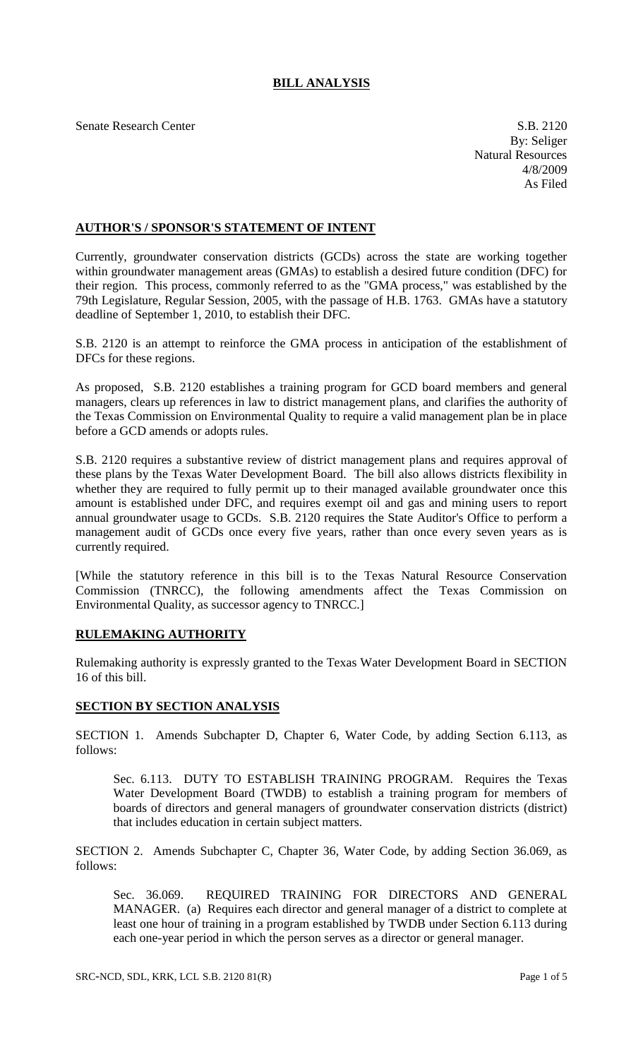# BILL ANALYSIS

Senate Research Center

S.B. 2120
By: Seliger
Natural Resources
4/8/2009
As Filed

## AUTHOR'S / SPONSOR'S STATEMENT OF INTENT

Currently, groundwater conservation districts (GCDs) across the state are working together within groundwater management areas (GMAs) to establish a desired future condition (DFC) for their region. This process, commonly referred to as the "GMA process," was established by the 79th Legislature, Regular Session, 2005, with the passage of H.B. 1763. GMAs have a statutory deadline of September 1, 2010, to establish their DFC.

S.B. 2120 is an attempt to reinforce the GMA process in anticipation of the establishment of DFCs for these regions.

As proposed, S.B. 2120 establishes a training program for GCD board members and general managers, clears up references in law to district management plans, and clarifies the authority of the Texas Commission on Environmental Quality to require a valid management plan be in place before a GCD amends or adopts rules.

S.B. 2120 requires a substantive review of district management plans and requires approval of these plans by the Texas Water Development Board. The bill also allows districts flexibility in whether they are required to fully permit up to their managed available groundwater once this amount is established under DFC, and requires exempt oil and gas and mining users to report annual groundwater usage to GCDs. S.B. 2120 requires the State Auditor's Office to perform a management audit of GCDs once every five years, rather than once every seven years as is currently required.

[While the statutory reference in this bill is to the Texas Natural Resource Conservation Commission (TNRCC), the following amendments affect the Texas Commission on Environmental Quality, as successor agency to TNRCC.]

## RULEMAKING AUTHORITY

Rulemaking authority is expressly granted to the Texas Water Development Board in SECTION 16 of this bill.

## SECTION BY SECTION ANALYSIS

SECTION 1. Amends Subchapter D, Chapter 6, Water Code, by adding Section 6.113, as follows:

Sec. 6.113. DUTY TO ESTABLISH TRAINING PROGRAM. Requires the Texas Water Development Board (TWDB) to establish a training program for members of boards of directors and general managers of groundwater conservation districts (district) that includes education in certain subject matters.

SECTION 2. Amends Subchapter C, Chapter 36, Water Code, by adding Section 36.069, as follows:

Sec. 36.069. REQUIRED TRAINING FOR DIRECTORS AND GENERAL MANAGER. (a) Requires each director and general manager of a district to complete at least one hour of training in a program established by TWDB under Section 6.113 during each one-year period in which the person serves as a director or general manager.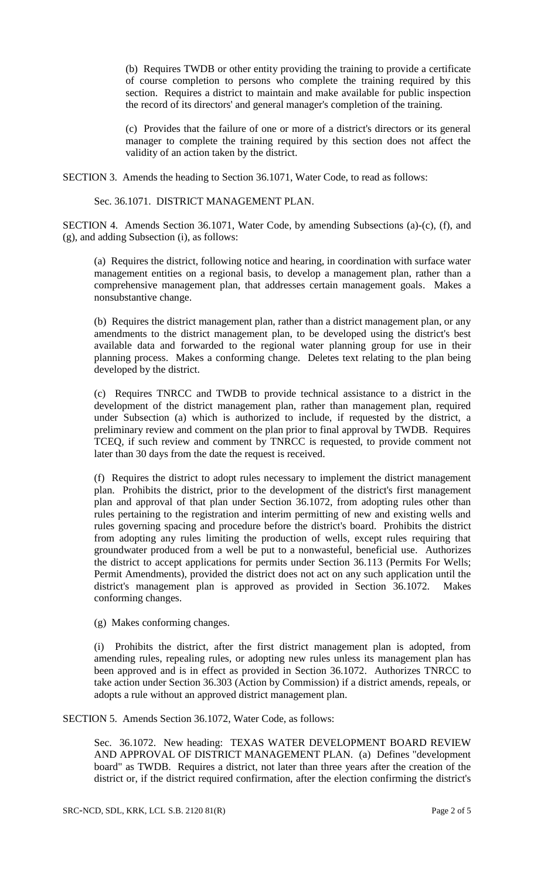(b) Requires TWDB or other entity providing the training to provide a certificate of course completion to persons who complete the training required by this section. Requires a district to maintain and make available for public inspection the record of its directors' and general manager's completion of the training.

(c) Provides that the failure of one or more of a district's directors or its general manager to complete the training required by this section does not affect the validity of an action taken by the district.

SECTION 3. Amends the heading to Section 36.1071, Water Code, to read as follows:

Sec. 36.1071. DISTRICT MANAGEMENT PLAN.

SECTION 4. Amends Section 36.1071, Water Code, by amending Subsections (a)-(c), (f), and (g), and adding Subsection (i), as follows:

(a) Requires the district, following notice and hearing, in coordination with surface water management entities on a regional basis, to develop a management plan, rather than a comprehensive management plan, that addresses certain management goals. Makes a nonsubstantive change.

(b) Requires the district management plan, rather than a district management plan, or any amendments to the district management plan, to be developed using the district's best available data and forwarded to the regional water planning group for use in their planning process. Makes a conforming change. Deletes text relating to the plan being developed by the district.

(c) Requires TNRCC and TWDB to provide technical assistance to a district in the development of the district management plan, rather than management plan, required under Subsection (a) which is authorized to include, if requested by the district, a preliminary review and comment on the plan prior to final approval by TWDB. Requires TCEQ, if such review and comment by TNRCC is requested, to provide comment not later than 30 days from the date the request is received.

(f) Requires the district to adopt rules necessary to implement the district management plan. Prohibits the district, prior to the development of the district's first management plan and approval of that plan under Section 36.1072, from adopting rules other than rules pertaining to the registration and interim permitting of new and existing wells and rules governing spacing and procedure before the district's board. Prohibits the district from adopting any rules limiting the production of wells, except rules requiring that groundwater produced from a well be put to a nonwasteful, beneficial use. Authorizes the district to accept applications for permits under Section 36.113 (Permits For Wells; Permit Amendments), provided the district does not act on any such application until the district's management plan is approved as provided in Section 36.1072. Makes conforming changes.

(g) Makes conforming changes.

(i) Prohibits the district, after the first district management plan is adopted, from amending rules, repealing rules, or adopting new rules unless its management plan has been approved and is in effect as provided in Section 36.1072. Authorizes TNRCC to take action under Section 36.303 (Action by Commission) if a district amends, repeals, or adopts a rule without an approved district management plan.

SECTION 5. Amends Section 36.1072, Water Code, as follows:

Sec. 36.1072. New heading: TEXAS WATER DEVELOPMENT BOARD REVIEW AND APPROVAL OF DISTRICT MANAGEMENT PLAN. (a) Defines "development board" as TWDB. Requires a district, not later than three years after the creation of the district or, if the district required confirmation, after the election confirming the district's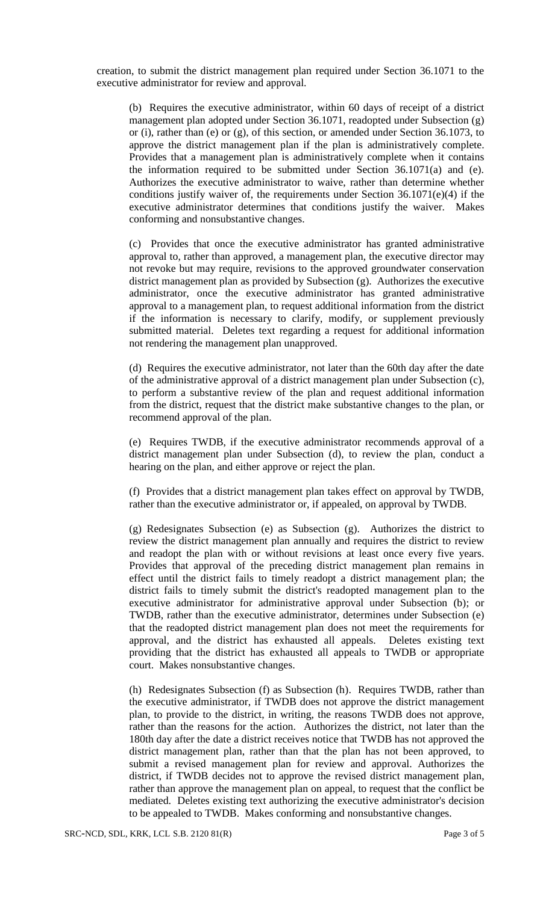creation, to submit the district management plan required under Section 36.1071 to the executive administrator for review and approval.

(b) Requires the executive administrator, within 60 days of receipt of a district management plan adopted under Section 36.1071, readopted under Subsection (g) or (i), rather than (e) or (g), of this section, or amended under Section 36.1073, to approve the district management plan if the plan is administratively complete. Provides that a management plan is administratively complete when it contains the information required to be submitted under Section 36.1071(a) and (e). Authorizes the executive administrator to waive, rather than determine whether conditions justify waiver of, the requirements under Section 36.1071(e)(4) if the executive administrator determines that conditions justify the waiver. Makes conforming and nonsubstantive changes.

(c) Provides that once the executive administrator has granted administrative approval to, rather than approved, a management plan, the executive director may not revoke but may require, revisions to the approved groundwater conservation district management plan as provided by Subsection (g). Authorizes the executive administrator, once the executive administrator has granted administrative approval to a management plan, to request additional information from the district if the information is necessary to clarify, modify, or supplement previously submitted material. Deletes text regarding a request for additional information not rendering the management plan unapproved.

(d) Requires the executive administrator, not later than the 60th day after the date of the administrative approval of a district management plan under Subsection (c), to perform a substantive review of the plan and request additional information from the district, request that the district make substantive changes to the plan, or recommend approval of the plan.

(e) Requires TWDB, if the executive administrator recommends approval of a district management plan under Subsection (d), to review the plan, conduct a hearing on the plan, and either approve or reject the plan.

(f) Provides that a district management plan takes effect on approval by TWDB, rather than the executive administrator or, if appealed, on approval by TWDB.

(g) Redesignates Subsection (e) as Subsection (g). Authorizes the district to review the district management plan annually and requires the district to review and readopt the plan with or without revisions at least once every five years. Provides that approval of the preceding district management plan remains in effect until the district fails to timely readopt a district management plan; the district fails to timely submit the district's readopted management plan to the executive administrator for administrative approval under Subsection (b); or TWDB, rather than the executive administrator, determines under Subsection (e) that the readopted district management plan does not meet the requirements for approval, and the district has exhausted all appeals. Deletes existing text providing that the district has exhausted all appeals to TWDB or appropriate court. Makes nonsubstantive changes.

(h) Redesignates Subsection (f) as Subsection (h). Requires TWDB, rather than the executive administrator, if TWDB does not approve the district management plan, to provide to the district, in writing, the reasons TWDB does not approve, rather than the reasons for the action. Authorizes the district, not later than the 180th day after the date a district receives notice that TWDB has not approved the district management plan, rather than that the plan has not been approved, to submit a revised management plan for review and approval. Authorizes the district, if TWDB decides not to approve the revised district management plan, rather than approve the management plan on appeal, to request that the conflict be mediated. Deletes existing text authorizing the executive administrator's decision to be appealed to TWDB. Makes conforming and nonsubstantive changes.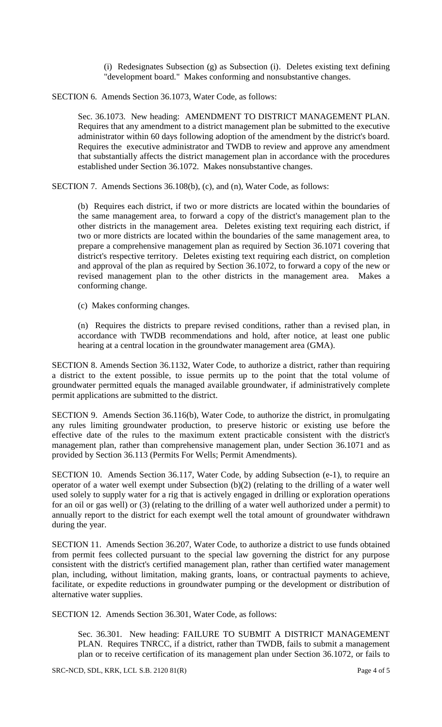(i) Redesignates Subsection (g) as Subsection (i). Deletes existing text defining "development board." Makes conforming and nonsubstantive changes.

SECTION 6. Amends Section 36.1073, Water Code, as follows:

Sec. 36.1073. New heading: AMENDMENT TO DISTRICT MANAGEMENT PLAN. Requires that any amendment to a district management plan be submitted to the executive administrator within 60 days following adoption of the amendment by the district's board. Requires the executive administrator and TWDB to review and approve any amendment that substantially affects the district management plan in accordance with the procedures established under Section 36.1072. Makes nonsubstantive changes.

SECTION 7. Amends Sections 36.108(b), (c), and (n), Water Code, as follows:

(b) Requires each district, if two or more districts are located within the boundaries of the same management area, to forward a copy of the district's management plan to the other districts in the management area. Deletes existing text requiring each district, if two or more districts are located within the boundaries of the same management area, to prepare a comprehensive management plan as required by Section 36.1071 covering that district's respective territory. Deletes existing text requiring each district, on completion and approval of the plan as required by Section 36.1072, to forward a copy of the new or revised management plan to the other districts in the management area. Makes a conforming change.

(c) Makes conforming changes.

(n) Requires the districts to prepare revised conditions, rather than a revised plan, in accordance with TWDB recommendations and hold, after notice, at least one public hearing at a central location in the groundwater management area (GMA).

SECTION 8. Amends Section 36.1132, Water Code, to authorize a district, rather than requiring a district to the extent possible, to issue permits up to the point that the total volume of groundwater permitted equals the managed available groundwater, if administratively complete permit applications are submitted to the district.

SECTION 9. Amends Section 36.116(b), Water Code, to authorize the district, in promulgating any rules limiting groundwater production, to preserve historic or existing use before the effective date of the rules to the maximum extent practicable consistent with the district's management plan, rather than comprehensive management plan, under Section 36.1071 and as provided by Section 36.113 (Permits For Wells; Permit Amendments).

SECTION 10. Amends Section 36.117, Water Code, by adding Subsection (e-1), to require an operator of a water well exempt under Subsection (b)(2) (relating to the drilling of a water well used solely to supply water for a rig that is actively engaged in drilling or exploration operations for an oil or gas well) or (3) (relating to the drilling of a water well authorized under a permit) to annually report to the district for each exempt well the total amount of groundwater withdrawn during the year.

SECTION 11. Amends Section 36.207, Water Code, to authorize a district to use funds obtained from permit fees collected pursuant to the special law governing the district for any purpose consistent with the district's certified management plan, rather than certified water management plan, including, without limitation, making grants, loans, or contractual payments to achieve, facilitate, or expedite reductions in groundwater pumping or the development or distribution of alternative water supplies.

SECTION 12. Amends Section 36.301, Water Code, as follows:

Sec. 36.301. New heading: FAILURE TO SUBMIT A DISTRICT MANAGEMENT PLAN. Requires TNRCC, if a district, rather than TWDB, fails to submit a management plan or to receive certification of its management plan under Section 36.1072, or fails to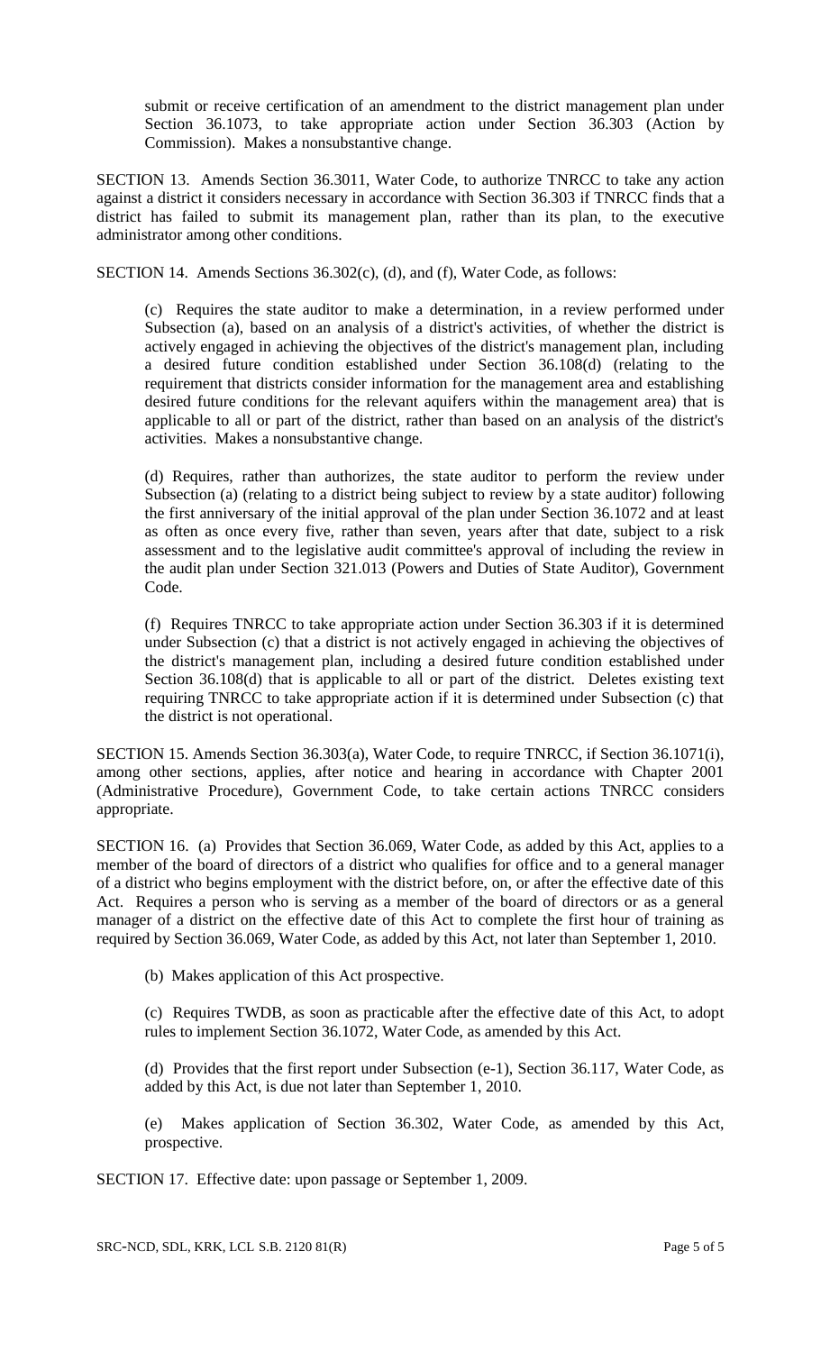submit or receive certification of an amendment to the district management plan under Section 36.1073, to take appropriate action under Section 36.303 (Action by Commission). Makes a nonsubstantive change.

SECTION 13. Amends Section 36.3011, Water Code, to authorize TNRCC to take any action against a district it considers necessary in accordance with Section 36.303 if TNRCC finds that a district has failed to submit its management plan, rather than its plan, to the executive administrator among other conditions.

SECTION 14. Amends Sections 36.302(c), (d), and (f), Water Code, as follows:

(c) Requires the state auditor to make a determination, in a review performed under Subsection (a), based on an analysis of a district's activities, of whether the district is actively engaged in achieving the objectives of the district's management plan, including a desired future condition established under Section 36.108(d) (relating to the requirement that districts consider information for the management area and establishing desired future conditions for the relevant aquifers within the management area) that is applicable to all or part of the district, rather than based on an analysis of the district's activities. Makes a nonsubstantive change.

(d) Requires, rather than authorizes, the state auditor to perform the review under Subsection (a) (relating to a district being subject to review by a state auditor) following the first anniversary of the initial approval of the plan under Section 36.1072 and at least as often as once every five, rather than seven, years after that date, subject to a risk assessment and to the legislative audit committee's approval of including the review in the audit plan under Section 321.013 (Powers and Duties of State Auditor), Government Code.

(f) Requires TNRCC to take appropriate action under Section 36.303 if it is determined under Subsection (c) that a district is not actively engaged in achieving the objectives of the district's management plan, including a desired future condition established under Section 36.108(d) that is applicable to all or part of the district. Deletes existing text requiring TNRCC to take appropriate action if it is determined under Subsection (c) that the district is not operational.

SECTION 15. Amends Section 36.303(a), Water Code, to require TNRCC, if Section 36.1071(i), among other sections, applies, after notice and hearing in accordance with Chapter 2001 (Administrative Procedure), Government Code, to take certain actions TNRCC considers appropriate.

SECTION 16. (a) Provides that Section 36.069, Water Code, as added by this Act, applies to a member of the board of directors of a district who qualifies for office and to a general manager of a district who begins employment with the district before, on, or after the effective date of this Act. Requires a person who is serving as a member of the board of directors or as a general manager of a district on the effective date of this Act to complete the first hour of training as required by Section 36.069, Water Code, as added by this Act, not later than September 1, 2010.

(b) Makes application of this Act prospective.

(c) Requires TWDB, as soon as practicable after the effective date of this Act, to adopt rules to implement Section 36.1072, Water Code, as amended by this Act.

(d) Provides that the first report under Subsection (e-1), Section 36.117, Water Code, as added by this Act, is due not later than September 1, 2010.

(e) Makes application of Section 36.302, Water Code, as amended by this Act, prospective.

SECTION 17. Effective date: upon passage or September 1, 2009.